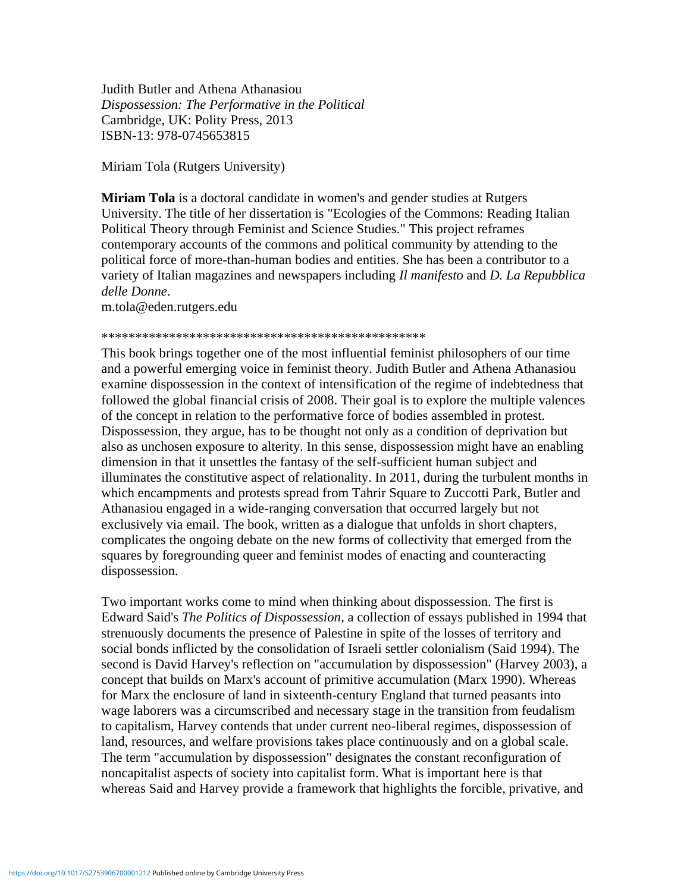Judith Butler and Athena Athanasiou
*Dispossession: The Performative in the Political*
Cambridge, UK: Polity Press, 2013
ISBN-13: 978-0745653815

Miriam Tola (Rutgers University)

**Miriam Tola** is a doctoral candidate in women's and gender studies at Rutgers University. The title of her dissertation is "Ecologies of the Commons: Reading Italian Political Theory through Feminist and Science Studies." This project reframes contemporary accounts of the commons and political community by attending to the political force of more-than-human bodies and entities. She has been a contributor to a variety of Italian magazines and newspapers including *Il manifesto* and *D. La Repubblica delle Donne*.
m.tola@eden.rutgers.edu

\*\*\*\*\*\*\*\*\*\*\*\*\*\*\*\*\*\*\*\*\*\*\*\*\*\*\*\*\*\*\*\*\*\*\*\*\*\*\*\*\*\*\*\*\*\*\*\*\*\*

This book brings together one of the most influential feminist philosophers of our time and a powerful emerging voice in feminist theory. Judith Butler and Athena Athanasiou examine dispossession in the context of intensification of the regime of indebtedness that followed the global financial crisis of 2008. Their goal is to explore the multiple valences of the concept in relation to the performative force of bodies assembled in protest. Dispossession, they argue, has to be thought not only as a condition of deprivation but also as unchosen exposure to alterity. In this sense, dispossession might have an enabling dimension in that it unsettles the fantasy of the self-sufficient human subject and illuminates the constitutive aspect of relationality. In 2011, during the turbulent months in which encampments and protests spread from Tahrir Square to Zuccotti Park, Butler and Athanasiou engaged in a wide-ranging conversation that occurred largely but not exclusively via email. The book, written as a dialogue that unfolds in short chapters, complicates the ongoing debate on the new forms of collectivity that emerged from the squares by foregrounding queer and feminist modes of enacting and counteracting dispossession.

Two important works come to mind when thinking about dispossession. The first is Edward Said's *The Politics of Dispossession*, a collection of essays published in 1994 that strenuously documents the presence of Palestine in spite of the losses of territory and social bonds inflicted by the consolidation of Israeli settler colonialism (Said 1994). The second is David Harvey's reflection on "accumulation by dispossession" (Harvey 2003), a concept that builds on Marx's account of primitive accumulation (Marx 1990). Whereas for Marx the enclosure of land in sixteenth-century England that turned peasants into wage laborers was a circumscribed and necessary stage in the transition from feudalism to capitalism, Harvey contends that under current neo-liberal regimes, dispossession of land, resources, and welfare provisions takes place continuously and on a global scale. The term "accumulation by dispossession" designates the constant reconfiguration of noncapitalist aspects of society into capitalist form. What is important here is that whereas Said and Harvey provide a framework that highlights the forcible, privative, and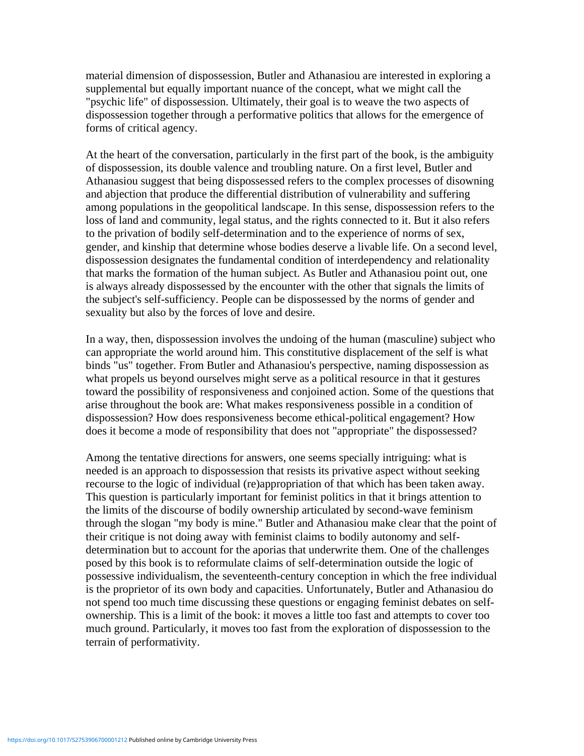material dimension of dispossession, Butler and Athanasiou are interested in exploring a supplemental but equally important nuance of the concept, what we might call the "psychic life" of dispossession. Ultimately, their goal is to weave the two aspects of dispossession together through a performative politics that allows for the emergence of forms of critical agency.

At the heart of the conversation, particularly in the first part of the book, is the ambiguity of dispossession, its double valence and troubling nature. On a first level, Butler and Athanasiou suggest that being dispossessed refers to the complex processes of disowning and abjection that produce the differential distribution of vulnerability and suffering among populations in the geopolitical landscape. In this sense, dispossession refers to the loss of land and community, legal status, and the rights connected to it. But it also refers to the privation of bodily self-determination and to the experience of norms of sex, gender, and kinship that determine whose bodies deserve a livable life. On a second level, dispossession designates the fundamental condition of interdependency and relationality that marks the formation of the human subject. As Butler and Athanasiou point out, one is always already dispossessed by the encounter with the other that signals the limits of the subject's self-sufficiency. People can be dispossessed by the norms of gender and sexuality but also by the forces of love and desire.

In a way, then, dispossession involves the undoing of the human (masculine) subject who can appropriate the world around him. This constitutive displacement of the self is what binds "us" together. From Butler and Athanasiou's perspective, naming dispossession as what propels us beyond ourselves might serve as a political resource in that it gestures toward the possibility of responsiveness and conjoined action. Some of the questions that arise throughout the book are: What makes responsiveness possible in a condition of dispossession? How does responsiveness become ethical-political engagement? How does it become a mode of responsibility that does not "appropriate" the dispossessed?

Among the tentative directions for answers, one seems specially intriguing: what is needed is an approach to dispossession that resists its privative aspect without seeking recourse to the logic of individual (re)appropriation of that which has been taken away. This question is particularly important for feminist politics in that it brings attention to the limits of the discourse of bodily ownership articulated by second-wave feminism through the slogan "my body is mine." Butler and Athanasiou make clear that the point of their critique is not doing away with feminist claims to bodily autonomy and self-determination but to account for the aporias that underwrite them. One of the challenges posed by this book is to reformulate claims of self-determination outside the logic of possessive individualism, the seventeenth-century conception in which the free individual is the proprietor of its own body and capacities. Unfortunately, Butler and Athanasiou do not spend too much time discussing these questions or engaging feminist debates on self-ownership. This is a limit of the book: it moves a little too fast and attempts to cover too much ground. Particularly, it moves too fast from the exploration of dispossession to the terrain of performativity.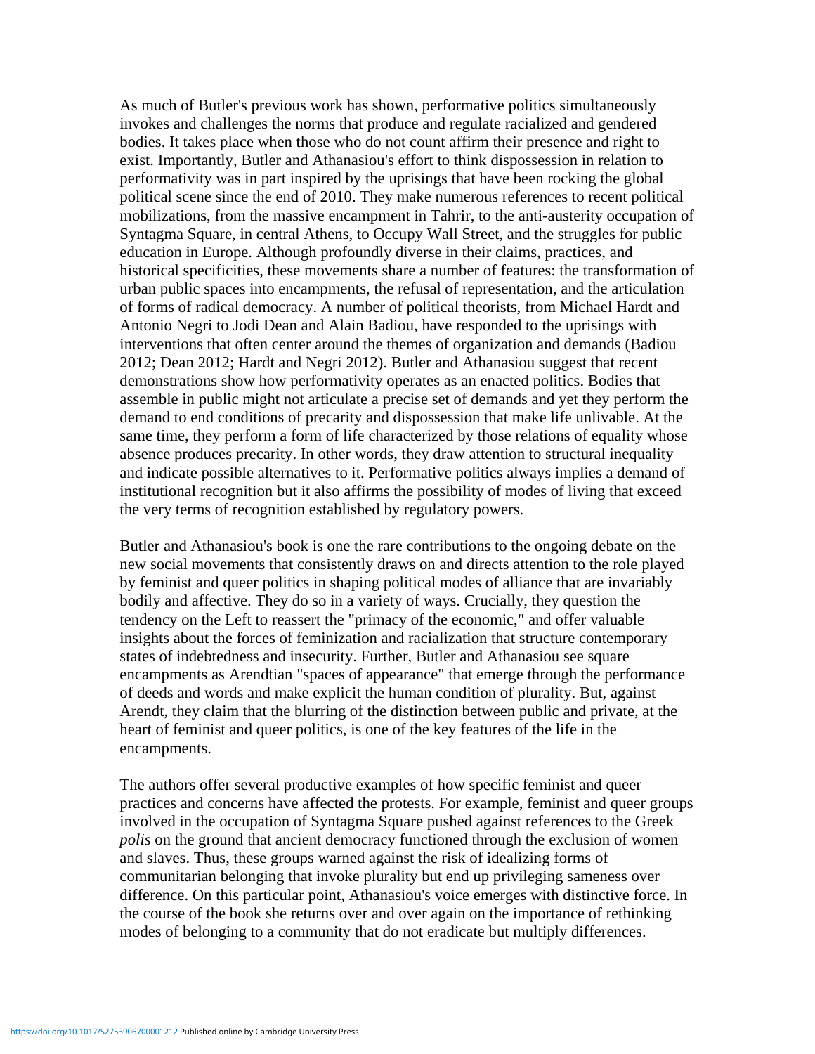As much of Butler's previous work has shown, performative politics simultaneously invokes and challenges the norms that produce and regulate racialized and gendered bodies. It takes place when those who do not count affirm their presence and right to exist. Importantly, Butler and Athanasiou's effort to think dispossession in relation to performativity was in part inspired by the uprisings that have been rocking the global political scene since the end of 2010. They make numerous references to recent political mobilizations, from the massive encampment in Tahrir, to the anti-austerity occupation of Syntagma Square, in central Athens, to Occupy Wall Street, and the struggles for public education in Europe. Although profoundly diverse in their claims, practices, and historical specificities, these movements share a number of features: the transformation of urban public spaces into encampments, the refusal of representation, and the articulation of forms of radical democracy. A number of political theorists, from Michael Hardt and Antonio Negri to Jodi Dean and Alain Badiou, have responded to the uprisings with interventions that often center around the themes of organization and demands (Badiou 2012; Dean 2012; Hardt and Negri 2012). Butler and Athanasiou suggest that recent demonstrations show how performativity operates as an enacted politics. Bodies that assemble in public might not articulate a precise set of demands and yet they perform the demand to end conditions of precarity and dispossession that make life unlivable. At the same time, they perform a form of life characterized by those relations of equality whose absence produces precarity. In other words, they draw attention to structural inequality and indicate possible alternatives to it. Performative politics always implies a demand of institutional recognition but it also affirms the possibility of modes of living that exceed the very terms of recognition established by regulatory powers.

Butler and Athanasiou's book is one the rare contributions to the ongoing debate on the new social movements that consistently draws on and directs attention to the role played by feminist and queer politics in shaping political modes of alliance that are invariably bodily and affective. They do so in a variety of ways. Crucially, they question the tendency on the Left to reassert the "primacy of the economic," and offer valuable insights about the forces of feminization and racialization that structure contemporary states of indebtedness and insecurity. Further, Butler and Athanasiou see square encampments as Arendtian "spaces of appearance" that emerge through the performance of deeds and words and make explicit the human condition of plurality. But, against Arendt, they claim that the blurring of the distinction between public and private, at the heart of feminist and queer politics, is one of the key features of the life in the encampments.

The authors offer several productive examples of how specific feminist and queer practices and concerns have affected the protests. For example, feminist and queer groups involved in the occupation of Syntagma Square pushed against references to the Greek *polis* on the ground that ancient democracy functioned through the exclusion of women and slaves. Thus, these groups warned against the risk of idealizing forms of communitarian belonging that invoke plurality but end up privileging sameness over difference. On this particular point, Athanasiou's voice emerges with distinctive force. In the course of the book she returns over and over again on the importance of rethinking modes of belonging to a community that do not eradicate but multiply differences.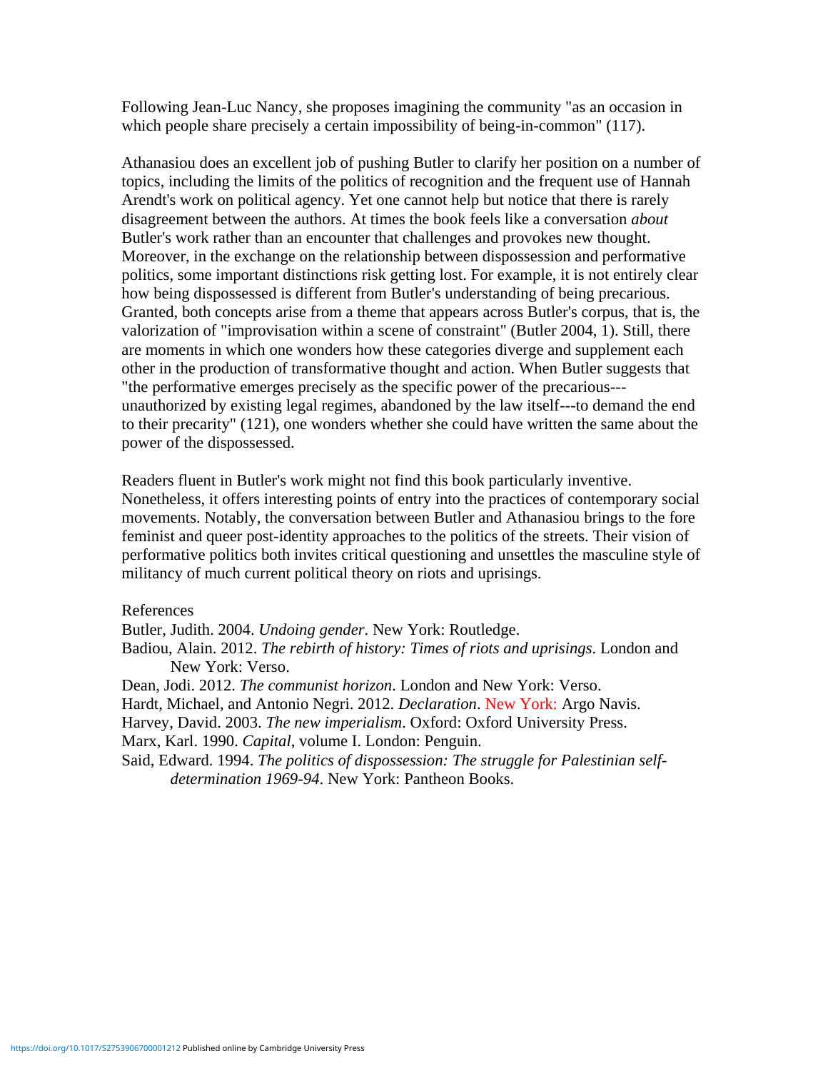Following Jean-Luc Nancy, she proposes imagining the community "as an occasion in which people share precisely a certain impossibility of being-in-common" (117).

Athanasiou does an excellent job of pushing Butler to clarify her position on a number of topics, including the limits of the politics of recognition and the frequent use of Hannah Arendt's work on political agency. Yet one cannot help but notice that there is rarely disagreement between the authors. At times the book feels like a conversation *about* Butler's work rather than an encounter that challenges and provokes new thought. Moreover, in the exchange on the relationship between dispossession and performative politics, some important distinctions risk getting lost. For example, it is not entirely clear how being dispossessed is different from Butler's understanding of being precarious. Granted, both concepts arise from a theme that appears across Butler's corpus, that is, the valorization of "improvisation within a scene of constraint" (Butler 2004, 1). Still, there are moments in which one wonders how these categories diverge and supplement each other in the production of transformative thought and action. When Butler suggests that "the performative emerges precisely as the specific power of the precarious---unauthorized by existing legal regimes, abandoned by the law itself---to demand the end to their precarity" (121), one wonders whether she could have written the same about the power of the dispossessed.

Readers fluent in Butler's work might not find this book particularly inventive. Nonetheless, it offers interesting points of entry into the practices of contemporary social movements. Notably, the conversation between Butler and Athanasiou brings to the fore feminist and queer post-identity approaches to the politics of the streets. Their vision of performative politics both invites critical questioning and unsettles the masculine style of militancy of much current political theory on riots and uprisings.

References

Butler, Judith. 2004. *Undoing gender*. New York: Routledge.

Badiou, Alain. 2012. *The rebirth of history: Times of riots and uprisings*. London and New York: Verso.

Dean, Jodi. 2012. *The communist horizon*. London and New York: Verso.

Hardt, Michael, and Antonio Negri. 2012. *Declaration*. New York: Argo Navis.

Harvey, David. 2003. *The new imperialism*. Oxford: Oxford University Press.

Marx, Karl. 1990. *Capital*, volume I. London: Penguin.

Said, Edward. 1994. *The politics of dispossession: The struggle for Palestinian self-determination 1969-94*. New York: Pantheon Books.